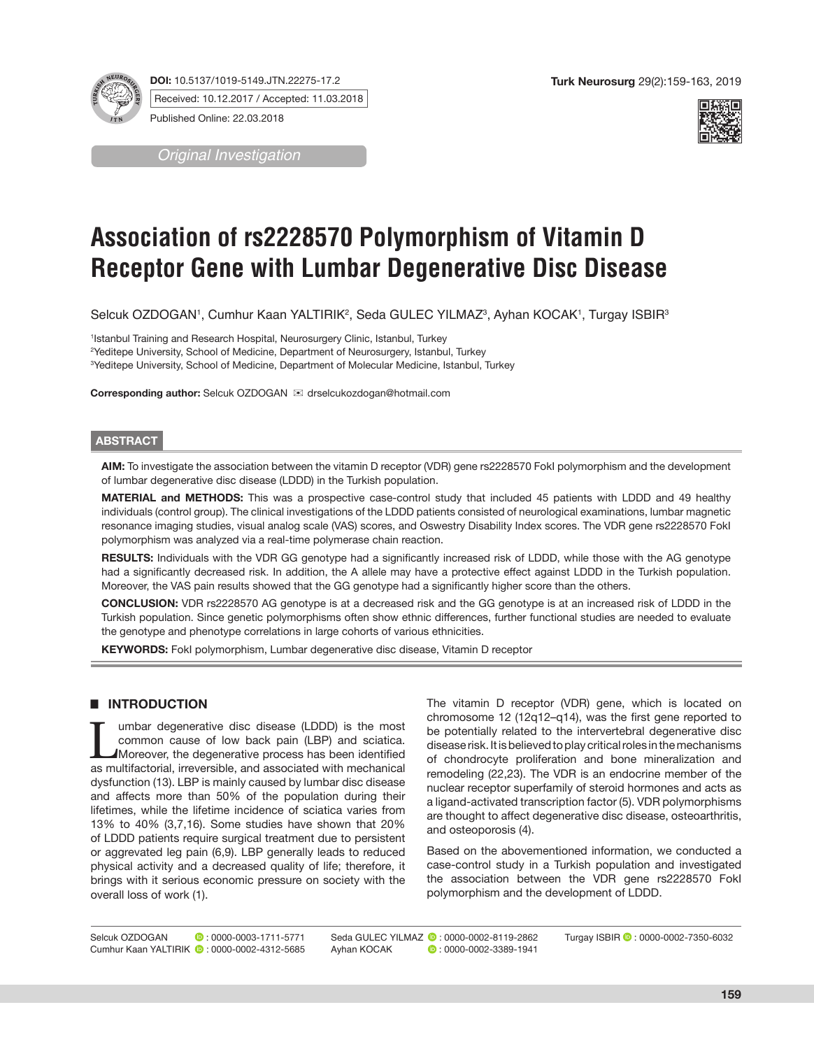DOI: 10.5137/1019-5149.JTN.22275-17.2
Received: 10.12.2017 / Accepted: 11.03.2018
Published Online: 22.03.2018

*Original Investigation*

# Association of rs2228570 Polymorphism of Vitamin D Receptor Gene with Lumbar Degenerative Disc Disease

Selcuk OZDOGAN[1], Cumhur Kaan YALTIRIK[2], Seda GULEC YILMAZ[3], Ayhan KOCAK[1], Turgay ISBIR[3]

[1]Istanbul Training and Research Hospital, Neurosurgery Clinic, Istanbul, Turkey
[2]Yeditepe University, School of Medicine, Department of Neurosurgery, Istanbul, Turkey
[3]Yeditepe University, School of Medicine, Department of Molecular Medicine, Istanbul, Turkey

**Corresponding author:** Selcuk OZDOGAN ✉ drselcukozdogan@hotmail.com

## ABSTRACT

**AIM:** To investigate the association between the vitamin D receptor (VDR) gene rs2228570 FokI polymorphism and the development of lumbar degenerative disc disease (LDDD) in the Turkish population.

**MATERIAL and METHODS:** This was a prospective case-control study that included 45 patients with LDDD and 49 healthy individuals (control group). The clinical investigations of the LDDD patients consisted of neurological examinations, lumbar magnetic resonance imaging studies, visual analog scale (VAS) scores, and Oswestry Disability Index scores. The VDR gene rs2228570 FokI polymorphism was analyzed via a real-time polymerase chain reaction.

**RESULTS:** Individuals with the VDR GG genotype had a significantly increased risk of LDDD, while those with the AG genotype had a significantly decreased risk. In addition, the A allele may have a protective effect against LDDD in the Turkish population. Moreover, the VAS pain results showed that the GG genotype had a significantly higher score than the others.

**CONCLUSION:** VDR rs2228570 AG genotype is at a decreased risk and the GG genotype is at an increased risk of LDDD in the Turkish population. Since genetic polymorphisms often show ethnic differences, further functional studies are needed to evaluate the genotype and phenotype correlations in large cohorts of various ethnicities.

**KEYWORDS:** FokI polymorphism, Lumbar degenerative disc disease, Vitamin D receptor

## ■ INTRODUCTION

Lumbar degenerative disc disease (LDDD) is the most common cause of low back pain (LBP) and sciatica. Moreover, the degenerative process has been identified as multifactorial, irreversible, and associated with mechanical dysfunction (13). LBP is mainly caused by lumbar disc disease and affects more than 50% of the population during their lifetimes, while the lifetime incidence of sciatica varies from 13% to 40% (3,7,16). Some studies have shown that 20% of LDDD patients require surgical treatment due to persistent or aggravated leg pain (6,9). LBP generally leads to reduced physical activity and a decreased quality of life; therefore, it brings with it serious economic pressure on society with the overall loss of work (1).

The vitamin D receptor (VDR) gene, which is located on chromosome 12 (12q12–q14), was the first gene reported to be potentially related to the intervertebral degenerative disc disease risk. It is believed to play critical roles in the mechanisms of chondrocyte proliferation and bone mineralization and remodeling (22,23). The VDR is an endocrine member of the nuclear receptor superfamily of steroid hormones and acts as a ligand-activated transcription factor (5). VDR polymorphisms are thought to affect degenerative disc disease, osteoarthritis, and osteoporosis (4).

Based on the abovementioned information, we conducted a case-control study in a Turkish population and investigated the association between the VDR gene rs2228570 FokI polymorphism and the development of LDDD.

Selcuk OZDOGAN : 0000-0003-1711-5771
Cumhur Kaan YALTIRIK : 0000-0002-4312-5685
Seda GULEC YILMAZ : 0000-0002-8119-2862
Ayhan KOCAK : 0000-0002-3389-1941
Turgay ISBIR : 0000-0002-7350-6032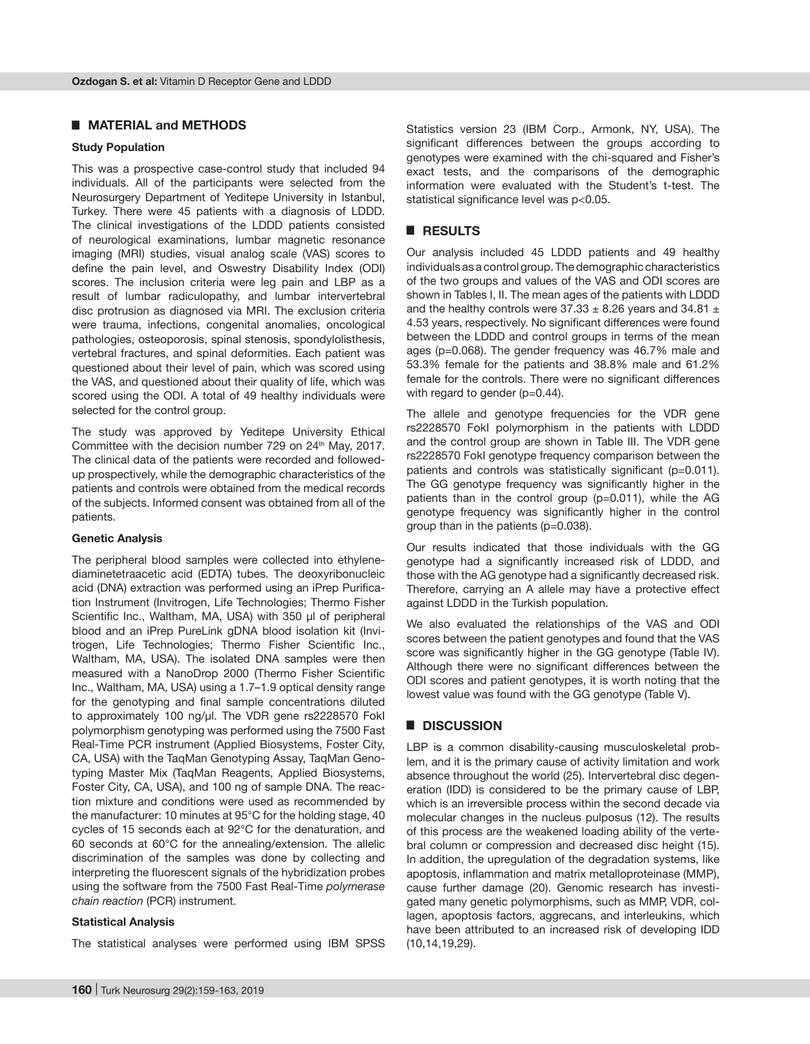## ■ MATERIAL and METHODS

### Study Population

This was a prospective case-control study that included 94 individuals. All of the participants were selected from the Neurosurgery Department of Yeditepe University in Istanbul, Turkey. There were 45 patients with a diagnosis of LDDD. The clinical investigations of the LDDD patients consisted of neurological examinations, lumbar magnetic resonance imaging (MRI) studies, visual analog scale (VAS) scores to define the pain level, and Oswestry Disability Index (ODI) scores. The inclusion criteria were leg pain and LBP as a result of lumbar radiculopathy, and lumbar intervertebral disc protrusion as diagnosed via MRI. The exclusion criteria were trauma, infections, congenital anomalies, oncological pathologies, osteoporosis, spinal stenosis, spondylolisthesis, vertebral fractures, and spinal deformities. Each patient was questioned about their level of pain, which was scored using the VAS, and questioned about their quality of life, which was scored using the ODI. A total of 49 healthy individuals were selected for the control group.

The study was approved by Yeditepe University Ethical Committee with the decision number 729 on 24th May, 2017. The clinical data of the patients were recorded and followed-up prospectively, while the demographic characteristics of the patients and controls were obtained from the medical records of the subjects. Informed consent was obtained from all of the patients.

### Genetic Analysis

The peripheral blood samples were collected into ethylenediaminetetraacetic acid (EDTA) tubes. The deoxyribonucleic acid (DNA) extraction was performed using an iPrep Purification Instrument (Invitrogen, Life Technologies; Thermo Fisher Scientific Inc., Waltham, MA, USA) with 350 µl of peripheral blood and an iPrep PureLink gDNA blood isolation kit (Invitrogen, Life Technologies; Thermo Fisher Scientific Inc., Waltham, MA, USA). The isolated DNA samples were then measured with a NanoDrop 2000 (Thermo Fisher Scientific Inc., Waltham, MA, USA) using a 1.7–1.9 optical density range for the genotyping and final sample concentrations diluted to approximately 100 ng/µl. The VDR gene rs2228570 FokI polymorphism genotyping was performed using the 7500 Fast Real-Time PCR instrument (Applied Biosystems, Foster City, CA, USA) with the TaqMan Genotyping Assay, TaqMan Genotyping Master Mix (TaqMan Reagents, Applied Biosystems, Foster City, CA, USA), and 100 ng of sample DNA. The reaction mixture and conditions were used as recommended by the manufacturer: 10 minutes at 95°C for the holding stage, 40 cycles of 15 seconds each at 92°C for the denaturation, and 60 seconds at 60°C for the annealing/extension. The allelic discrimination of the samples was done by collecting and interpreting the fluorescent signals of the hybridization probes using the software from the 7500 Fast Real-Time *polymerase chain reaction* (PCR) instrument.

### Statistical Analysis

The statistical analyses were performed using IBM SPSS Statistics version 23 (IBM Corp., Armonk, NY, USA). The significant differences between the groups according to genotypes were examined with the chi-squared and Fisher's exact tests, and the comparisons of the demographic information were evaluated with the Student's t-test. The statistical significance level was $p<0.05$.

## ■ RESULTS

Our analysis included 45 LDDD patients and 49 healthy individuals as a control group. The demographic characteristics of the two groups and values of the VAS and ODI scores are shown in Tables I, II. The mean ages of the patients with LDDD and the healthy controls were $37.33 \pm 8.26$ years and $34.81 \pm 4.53$ years, respectively. No significant differences were found between the LDDD and control groups in terms of the mean ages (p=0.068). The gender frequency was 46.7% male and 53.3% female for the patients and 38.8% male and 61.2% female for the controls. There were no significant differences with regard to gender (p=0.44).

The allele and genotype frequencies for the VDR gene rs2228570 FokI polymorphism in the patients with LDDD and the control group are shown in Table III. The VDR gene rs2228570 FokI genotype frequency comparison between the patients and controls was statistically significant (p=0.011). The GG genotype frequency was significantly higher in the patients than in the control group (p=0.011), while the AG genotype frequency was significantly higher in the control group than in the patients (p=0.038).

Our results indicated that those individuals with the GG genotype had a significantly increased risk of LDDD, and those with the AG genotype had a significantly decreased risk. Therefore, carrying an A allele may have a protective effect against LDDD in the Turkish population.

We also evaluated the relationships of the VAS and ODI scores between the patient genotypes and found that the VAS score was significantly higher in the GG genotype (Table IV). Although there were no significant differences between the ODI scores and patient genotypes, it is worth noting that the lowest value was found with the GG genotype (Table V).

## ■ DISCUSSION

LBP is a common disability-causing musculoskeletal problem, and it is the primary cause of activity limitation and work absence throughout the world (25). Intervertebral disc degeneration (IDD) is considered to be the primary cause of LBP, which is an irreversible process within the second decade via molecular changes in the nucleus pulposus (12). The results of this process are the weakened loading ability of the vertebral column or compression and decreased disc height (15). In addition, the upregulation of the degradation systems, like apoptosis, inflammation and matrix metalloproteinase (MMP), cause further damage (20). Genomic research has investigated many genetic polymorphisms, such as MMP, VDR, collagen, apoptosis factors, aggrecans, and interleukins, which have been attributed to an increased risk of developing IDD (10,14,19,29).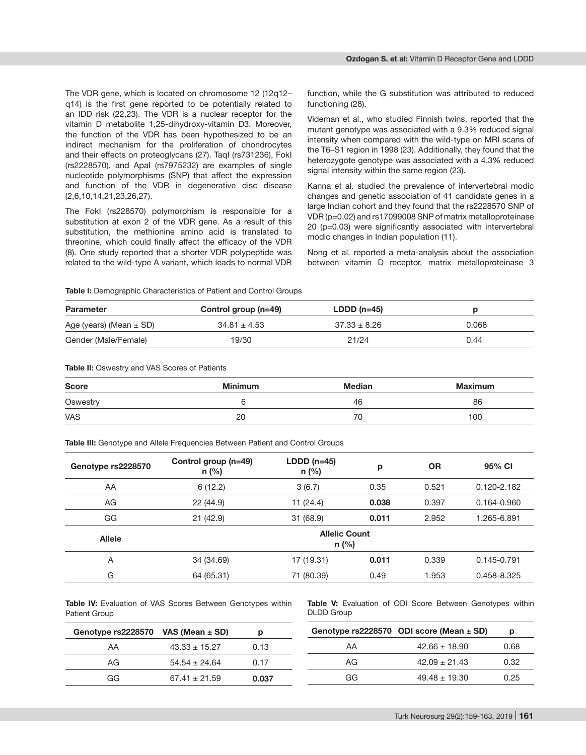The VDR gene, which is located on chromosome 12 (12q12–q14) is the first gene reported to be potentially related to an IDD risk (22,23). The VDR is a nuclear receptor for the vitamin D metabolite 1,25-dihydroxy-vitamin D3. Moreover, the function of the VDR has been hypothesized to be an indirect mechanism for the proliferation of chondrocytes and their effects on proteoglycans (27). TaqI (rs731236), FokI (rs2228570), and ApaI (rs7975232) are examples of single nucleotide polymorphisms (SNP) that affect the expression and function of the VDR in degenerative disc disease (2,6,10,14,21,23,26,27).

The FokI (rs228570) polymorphism is responsible for a substitution at exon 2 of the VDR gene. As a result of this substitution, the methionine amino acid is translated to threonine, which could finally affect the efficacy of the VDR (8). One study reported that a shorter VDR polypeptide was related to the wild-type A variant, which leads to normal VDR function, while the G substitution was attributed to reduced functioning (28).

Videman et al., who studied Finnish twins, reported that the mutant genotype was associated with a 9.3% reduced signal intensity when compared with the wild-type on MRI scans of the T6–S1 region in 1998 (23). Additionally, they found that the heterozygote genotype was associated with a 4.3% reduced signal intensity within the same region (23).

Kanna et al. studied the prevalence of intervertebral modic changes and genetic association of 41 candidate genes in a large Indian cohort and they found that the rs2228570 SNP of VDR (p=0.02) and rs17099008 SNP of matrix metalloproteinase 20 (p=0.03) were significantly associated with intervertebral modic changes in Indian population (11).

Nong et al. reported a meta-analysis about the association between vitamin D receptor, matrix metalloproteinase 3

**Table I:** Demographic Characteristics of Patient and Control Groups

| Parameter | Control group (n=49) | LDDD (n=45) | p |
|---|---|---|---|
| Age (years) (Mean ± SD) | 34.81 ± 4.53 | 37.33 ± 8.26 | 0.068 |
| Gender (Male/Female) | 19/30 | 21/24 | 0.44 |

**Table II:** Oswestry and VAS Scores of Patients

| Score | Minimum | Median | Maximum |
|---|---|---|---|
| Oswestry | 6 | 46 | 86 |
| VAS | 20 | 70 | 100 |

**Table III:** Genotype and Allele Frequencies Between Patient and Control Groups

| Genotype rs2228570 | Control group (n=49) n (%) | LDDD (n=45) n (%) | p | OR | 95% CI |
|---|---|---|---|---|---|
| AA | 6 (12.2) | 3 (6.7) | 0.35 | 0.521 | 0.120-2.182 |
| AG | 22 (44.9) | 11 (24.4) | **0.038** | 0.397 | 0.164-0.960 |
| GG | 21 (42.9) | 31 (68.9) | **0.011** | 2.952 | 1.265-6.891 |
| **Allele** | **Allelic Count n (%)** | | | | |
| A | 34 (34.69) | 17 (19.31) | **0.011** | 0.339 | 0.145-0.791 |
| G | 64 (65.31) | 71 (80.39) | 0.49 | 1.953 | 0.458-8.325 |

**Table IV:** Evaluation of VAS Scores Between Genotypes within Patient Group

| Genotype rs2228570 | VAS (Mean ± SD) | p |
|---|---|---|
| AA | 43.33 ± 15.27 | 0.13 |
| AG | 54.54 ± 24.64 | 0.17 |
| GG | 67.41 ± 21.59 | **0.037** |

**Table V:** Evaluation of ODI Score Between Genotypes within DLDD Group

| Genotype rs2228570 | ODI score (Mean ± SD) | p |
|---|---|---|
| AA | 42.66 ± 18.90 | 0.68 |
| AG | 42.09 ± 21.43 | 0.32 |
| GG | 49.48 ± 19.30 | 0.25 |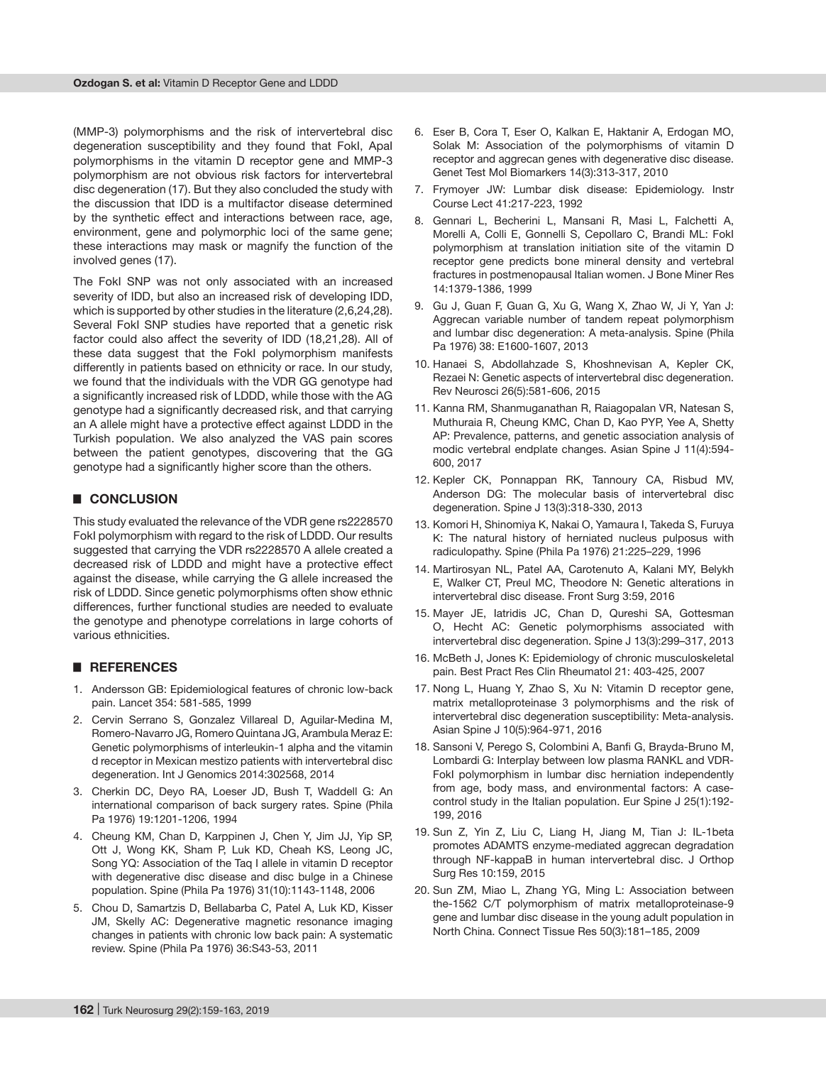(MMP-3) polymorphisms and the risk of intervertebral disc degeneration susceptibility and they found that FokI, ApaI polymorphisms in the vitamin D receptor gene and MMP-3 polymorphism are not obvious risk factors for intervertebral disc degeneration (17). But they also concluded the study with the discussion that IDD is a multifactor disease determined by the synthetic effect and interactions between race, age, environment, gene and polymorphic loci of the same gene; these interactions may mask or magnify the function of the involved genes (17).

The FokI SNP was not only associated with an increased severity of IDD, but also an increased risk of developing IDD, which is supported by other studies in the literature (2,6,24,28). Several FokI SNP studies have reported that a genetic risk factor could also affect the severity of IDD (18,21,28). All of these data suggest that the FokI polymorphism manifests differently in patients based on ethnicity or race. In our study, we found that the individuals with the VDR GG genotype had a significantly increased risk of LDDD, while those with the AG genotype had a significantly decreased risk, and that carrying an A allele might have a protective effect against LDDD in the Turkish population. We also analyzed the VAS pain scores between the patient genotypes, discovering that the GG genotype had a significantly higher score than the others.

## ■ CONCLUSION

This study evaluated the relevance of the VDR gene rs2228570 FokI polymorphism with regard to the risk of LDDD. Our results suggested that carrying the VDR rs2228570 A allele created a decreased risk of LDDD and might have a protective effect against the disease, while carrying the G allele increased the risk of LDDD. Since genetic polymorphisms often show ethnic differences, further functional studies are needed to evaluate the genotype and phenotype correlations in large cohorts of various ethnicities.

## ■ REFERENCES

1. Andersson GB: Epidemiological features of chronic low-back pain. Lancet 354: 581-585, 1999
2. Cervin Serrano S, Gonzalez Villareal D, Aguilar-Medina M, Romero-Navarro JG, Romero Quintana JG, Arambula Meraz E: Genetic polymorphisms of interleukin-1 alpha and the vitamin d receptor in Mexican mestizo patients with intervertebral disc degeneration. Int J Genomics 2014:302568, 2014
3. Cherkin DC, Deyo RA, Loeser JD, Bush T, Waddell G: An international comparison of back surgery rates. Spine (Phila Pa 1976) 19:1201-1206, 1994
4. Cheung KM, Chan D, Karppinen J, Chen Y, Jim JJ, Yip SP, Ott J, Wong KK, Sham P, Luk KD, Cheah KS, Leong JC, Song YQ: Association of the Taq I allele in vitamin D receptor with degenerative disc disease and disc bulge in a Chinese population. Spine (Phila Pa 1976) 31(10):1143-1148, 2006
5. Chou D, Samartzis D, Bellabarba C, Patel A, Luk KD, Kisser JM, Skelly AC: Degenerative magnetic resonance imaging changes in patients with chronic low back pain: A systematic review. Spine (Phila Pa 1976) 36:S43-53, 2011
6. Eser B, Cora T, Eser O, Kalkan E, Haktanir A, Erdogan MO, Solak M: Association of the polymorphisms of vitamin D receptor and aggrecan genes with degenerative disc disease. Genet Test Mol Biomarkers 14(3):313-317, 2010
7. Frymoyer JW: Lumbar disk disease: Epidemiology. Instr Course Lect 41:217-223, 1992
8. Gennari L, Becherini L, Mansani R, Masi L, Falchetti A, Morelli A, Colli E, Gonnelli S, Cepollaro C, Brandi ML: FokI polymorphism at translation initiation site of the vitamin D receptor gene predicts bone mineral density and vertebral fractures in postmenopausal Italian women. J Bone Miner Res 14:1379-1386, 1999
9. Gu J, Guan F, Guan G, Xu G, Wang X, Zhao W, Ji Y, Yan J: Aggrecan variable number of tandem repeat polymorphism and lumbar disc degeneration: A meta-analysis. Spine (Phila Pa 1976) 38: E1600-1607, 2013
10. Hanaei S, Abdollahzade S, Khoshnevisan A, Kepler CK, Rezaei N: Genetic aspects of intervertebral disc degeneration. Rev Neurosci 26(5):581-606, 2015
11. Kanna RM, Shanmuganathan R, Raiagopalan VR, Natesan S, Muthuraia R, Cheung KMC, Chan D, Kao PYP, Yee A, Shetty AP: Prevalence, patterns, and genetic association analysis of modic vertebral endplate changes. Asian Spine J 11(4):594-600, 2017
12. Kepler CK, Ponnappan RK, Tannoury CA, Risbud MV, Anderson DG: The molecular basis of intervertebral disc degeneration. Spine J 13(3):318-330, 2013
13. Komori H, Shinomiya K, Nakai O, Yamaura I, Takeda S, Furuya K: The natural history of herniated nucleus pulposus with radiculopathy. Spine (Phila Pa 1976) 21:225–229, 1996
14. Martirosyan NL, Patel AA, Carotenuto A, Kalani MY, Belykh E, Walker CT, Preul MC, Theodore N: Genetic alterations in intervertebral disc disease. Front Surg 3:59, 2016
15. Mayer JE, Iatridis JC, Chan D, Qureshi SA, Gottesman O, Hecht AC: Genetic polymorphisms associated with intervertebral disc degeneration. Spine J 13(3):299–317, 2013
16. McBeth J, Jones K: Epidemiology of chronic musculoskeletal pain. Best Pract Res Clin Rheumatol 21: 403-425, 2007
17. Nong L, Huang Y, Zhao S, Xu N: Vitamin D receptor gene, matrix metalloproteinase 3 polymorphisms and the risk of intervertebral disc degeneration susceptibility: Meta-analysis. Asian Spine J 10(5):964-971, 2016
18. Sansoni V, Perego S, Colombini A, Banfi G, Brayda-Bruno M, Lombardi G: Interplay between low plasma RANKL and VDR-FokI polymorphism in lumbar disc herniation independently from age, body mass, and environmental factors: A case-control study in the Italian population. Eur Spine J 25(1):192-199, 2016
19. Sun Z, Yin Z, Liu C, Liang H, Jiang M, Tian J: IL-1beta promotes ADAMTS enzyme-mediated aggrecan degradation through NF-kappaB in human intervertebral disc. J Orthop Surg Res 10:159, 2015
20. Sun ZM, Miao L, Zhang YG, Ming L: Association between the-1562 C/T polymorphism of matrix metalloproteinase-9 gene and lumbar disc disease in the young adult population in North China. Connect Tissue Res 50(3):181–185, 2009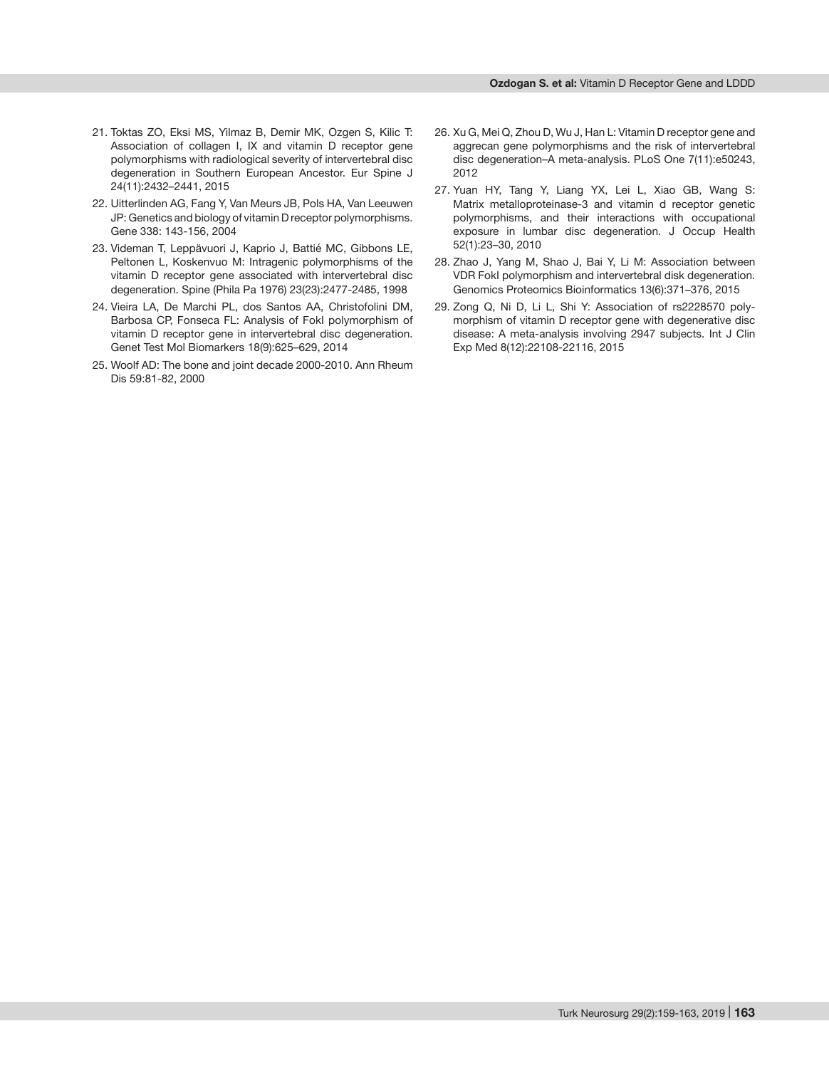21. Toktas ZO, Eksi MS, Yilmaz B, Demir MK, Ozgen S, Kilic T: Association of collagen I, IX and vitamin D receptor gene polymorphisms with radiological severity of intervertebral disc degeneration in Southern European Ancestor. Eur Spine J 24(11):2432–2441, 2015
22. Uitterlinden AG, Fang Y, Van Meurs JB, Pols HA, Van Leeuwen JP: Genetics and biology of vitamin D receptor polymorphisms. Gene 338: 143-156, 2004
23. Videman T, Leppävuori J, Kaprio J, Battié MC, Gibbons LE, Peltonen L, Koskenvuo M: Intragenic polymorphisms of the vitamin D receptor gene associated with intervertebral disc degeneration. Spine (Phila Pa 1976) 23(23):2477-2485, 1998
24. Vieira LA, De Marchi PL, dos Santos AA, Christofolini DM, Barbosa CP, Fonseca FL: Analysis of FokI polymorphism of vitamin D receptor gene in intervertebral disc degeneration. Genet Test Mol Biomarkers 18(9):625–629, 2014
25. Woolf AD: The bone and joint decade 2000-2010. Ann Rheum Dis 59:81-82, 2000
26. Xu G, Mei Q, Zhou D, Wu J, Han L: Vitamin D receptor gene and aggrecan gene polymorphisms and the risk of intervertebral disc degeneration–A meta-analysis. PLoS One 7(11):e50243, 2012
27. Yuan HY, Tang Y, Liang YX, Lei L, Xiao GB, Wang S: Matrix metalloproteinase-3 and vitamin d receptor genetic polymorphisms, and their interactions with occupational exposure in lumbar disc degeneration. J Occup Health 52(1):23–30, 2010
28. Zhao J, Yang M, Shao J, Bai Y, Li M: Association between VDR FokI polymorphism and intervertebral disk degeneration. Genomics Proteomics Bioinformatics 13(6):371–376, 2015
29. Zong Q, Ni D, Li L, Shi Y: Association of rs2228570 polymorphism of vitamin D receptor gene with degenerative disc disease: A meta-analysis involving 2947 subjects. Int J Clin Exp Med 8(12):22108-22116, 2015